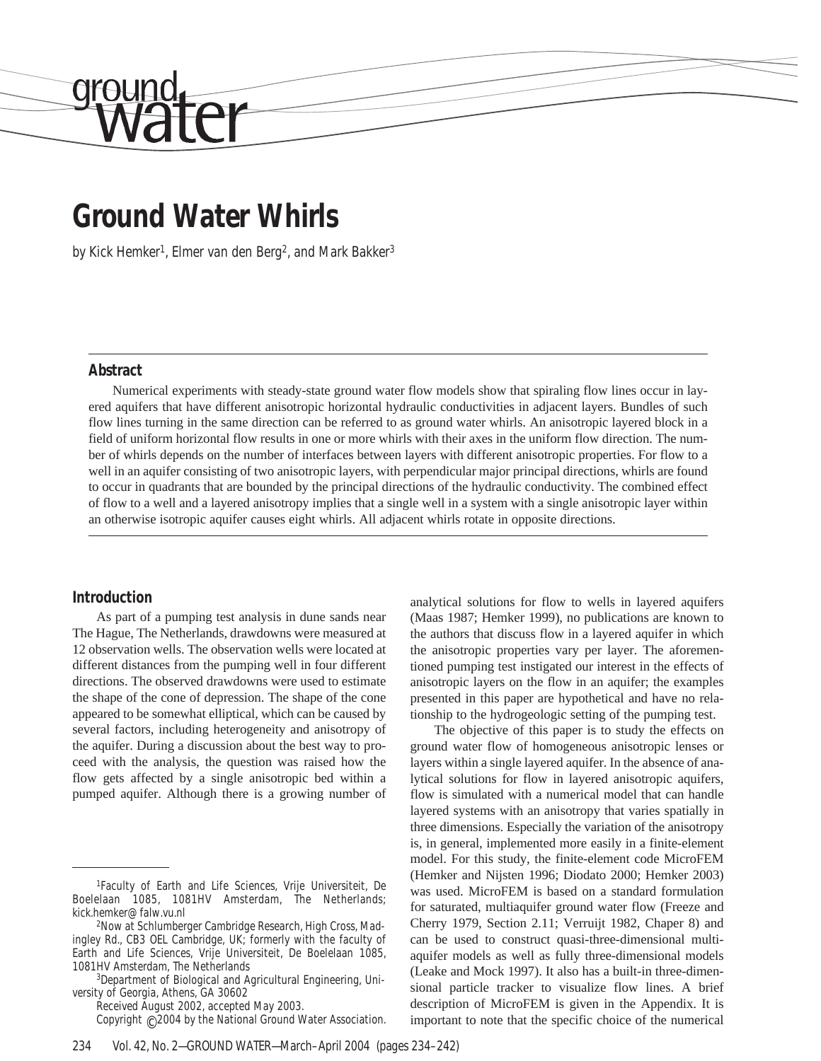# Ground Water Whirls

by Kick Hemker[1], Elmer van den Berg[2], and Mark Bakker[3]

## Abstract

Numerical experiments with steady-state ground water flow models show that spiraling flow lines occur in layered aquifers that have different anisotropic horizontal hydraulic conductivities in adjacent layers. Bundles of such flow lines turning in the same direction can be referred to as ground water whirls. An anisotropic layered block in a field of uniform horizontal flow results in one or more whirls with their axes in the uniform flow direction. The number of whirls depends on the number of interfaces between layers with different anisotropic properties. For flow to a well in an aquifer consisting of two anisotropic layers, with perpendicular major principal directions, whirls are found to occur in quadrants that are bounded by the principal directions of the hydraulic conductivity. The combined effect of flow to a well and a layered anisotropy implies that a single well in a system with a single anisotropic layer within an otherwise isotropic aquifer causes eight whirls. All adjacent whirls rotate in opposite directions.

## Introduction

As part of a pumping test analysis in dune sands near The Hague, The Netherlands, drawdowns were measured at 12 observation wells. The observation wells were located at different distances from the pumping well in four different directions. The observed drawdowns were used to estimate the shape of the cone of depression. The shape of the cone appeared to be somewhat elliptical, which can be caused by several factors, including heterogeneity and anisotropy of the aquifer. During a discussion about the best way to proceed with the analysis, the question was raised how the flow gets affected by a single anisotropic bed within a pumped aquifer. Although there is a growing number of analytical solutions for flow to wells in layered aquifers (Maas 1987; Hemker 1999), no publications are known to the authors that discuss flow in a layered aquifer in which the anisotropic properties vary per layer. The aforementioned pumping test instigated our interest in the effects of anisotropic layers on the flow in an aquifer; the examples presented in this paper are hypothetical and have no relationship to the hydrogeologic setting of the pumping test.

The objective of this paper is to study the effects on ground water flow of homogeneous anisotropic lenses or layers within a single layered aquifer. In the absence of analytical solutions for flow in layered anisotropic aquifers, flow is simulated with a numerical model that can handle layered systems with an anisotropy that varies spatially in three dimensions. Especially the variation of the anisotropy is, in general, implemented more easily in a finite-element model. For this study, the finite-element code MicroFEM (Hemker and Nijsten 1996; Diodato 2000; Hemker 2003) was used. MicroFEM is based on a standard formulation for saturated, multiaquifer ground water flow (Freeze and Cherry 1979, Section 2.11; Verruijt 1982, Chaper 8) and can be used to construct quasi-three-dimensional multi-aquifer models as well as fully three-dimensional models (Leake and Mock 1997). It also has a built-in three-dimensional particle tracker to visualize flow lines. A brief description of MicroFEM is given in the Appendix. It is important to note that the specific choice of the numerical

---

[1] Faculty of Earth and Life Sciences, Vrije Universiteit, De Boelelaan 1085, 1081HV Amsterdam, The Netherlands; kick.hemker@falw.vu.nl

[2] Now at Schlumberger Cambridge Research, High Cross, Madingley Rd., CB3 OEL Cambridge, UK; formerly with the faculty of Earth and Life Sciences, Vrije Universiteit, De Boelelaan 1085, 1081HV Amsterdam, The Netherlands

[3] Department of Biological and Agricultural Engineering, University of Georgia, Athens, GA 30602

Received August 2002, accepted May 2003.

Copyright © 2004 by the National Ground Water Association.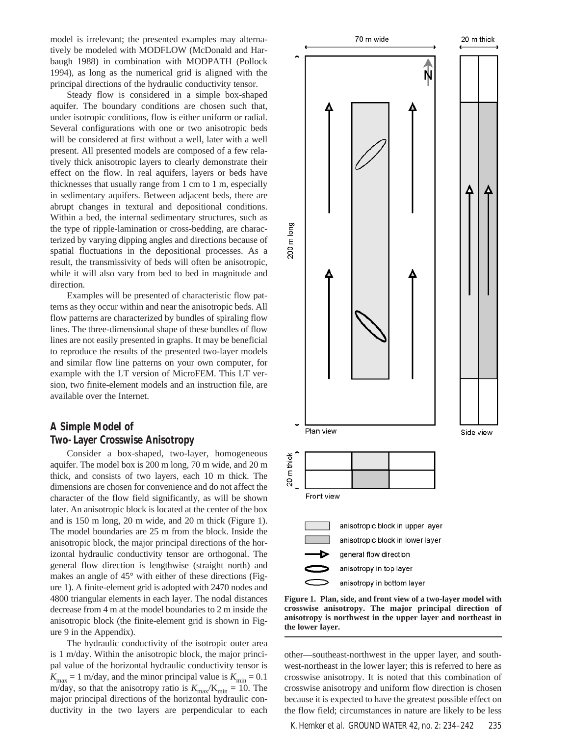model is irrelevant; the presented examples may alternatively be modeled with MODFLOW (McDonald and Harbaugh 1988) in combination with MODPATH (Pollock 1994), as long as the numerical grid is aligned with the principal directions of the hydraulic conductivity tensor.

Steady flow is considered in a simple box-shaped aquifer. The boundary conditions are chosen such that, under isotropic conditions, flow is either uniform or radial. Several configurations with one or two anisotropic beds will be considered at first without a well, later with a well present. All presented models are composed of a few relatively thick anisotropic layers to clearly demonstrate their effect on the flow. In real aquifers, layers or beds have thicknesses that usually range from 1 cm to 1 m, especially in sedimentary aquifers. Between adjacent beds, there are abrupt changes in textural and depositional conditions. Within a bed, the internal sedimentary structures, such as the type of ripple-lamination or cross-bedding, are characterized by varying dipping angles and directions because of spatial fluctuations in the depositional processes. As a result, the transmissivity of beds will often be anisotropic, while it will also vary from bed to bed in magnitude and direction.

Examples will be presented of characteristic flow patterns as they occur within and near the anisotropic beds. All flow patterns are characterized by bundles of spiraling flow lines. The three-dimensional shape of these bundles of flow lines are not easily presented in graphs. It may be beneficial to reproduce the results of the presented two-layer models and similar flow line patterns on your own computer, for example with the LT version of MicroFEM. This LT version, two finite-element models and an instruction file, are available over the Internet.

## A Simple Model of Two-Layer Crosswise Anisotropy

Consider a box-shaped, two-layer, homogeneous aquifer. The model box is 200 m long, 70 m wide, and 20 m thick, and consists of two layers, each 10 m thick. The dimensions are chosen for convenience and do not affect the character of the flow field significantly, as will be shown later. An anisotropic block is located at the center of the box and is 150 m long, 20 m wide, and 20 m thick (Figure 1). The model boundaries are 25 m from the block. Inside the anisotropic block, the major principal directions of the horizontal hydraulic conductivity tensor are orthogonal. The general flow direction is lengthwise (straight north) and makes an angle of 45° with either of these directions (Figure 1). A finite-element grid is adopted with 2470 nodes and 4800 triangular elements in each layer. The nodal distances decrease from 4 m at the model boundaries to 2 m inside the anisotropic block (the finite-element grid is shown in Figure 9 in the Appendix).

The hydraulic conductivity of the isotropic outer area is 1 m/day. Within the anisotropic block, the major principal value of the horizontal hydraulic conductivity tensor is $K_{max} = 1$ m/day, and the minor principal value is $K_{min} = 0.1$ m/day, so that the anisotropy ratio is $K_{max}/K_{min} = 10$. The major principal directions of the horizontal hydraulic conductivity in the two layers are perpendicular to each other—southeast-northwest in the upper layer, and southwest-northeast in the lower layer; this is referred to here as crosswise anisotropy. It is noted that this combination of crosswise anisotropy and uniform flow direction is chosen because it is expected to have the greatest possible effect on the flow field; circumstances in nature are likely to be less

**Figure 1. Plan, side, and front view of a two-layer model with crosswise anisotropy. The major principal direction of anisotropy is northwest in the upper layer and northeast in the lower layer.**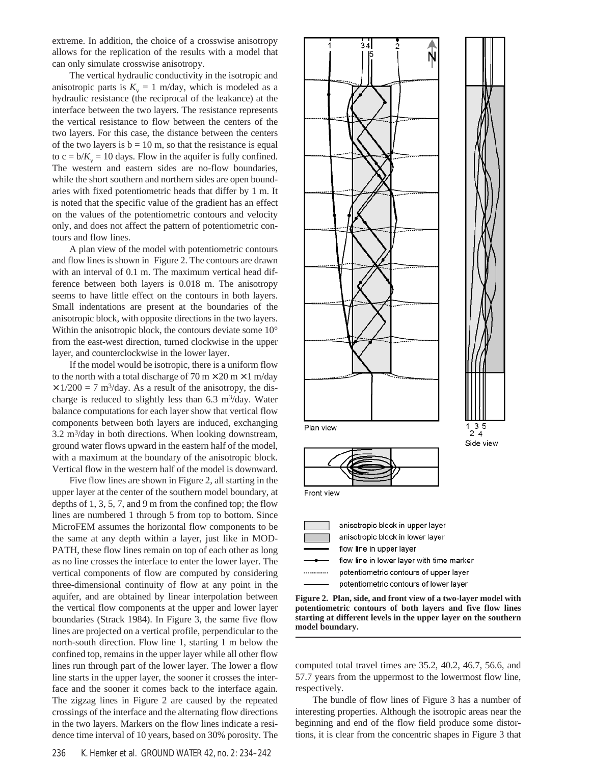extreme. In addition, the choice of a crosswise anisotropy allows for the replication of the results with a model that can only simulate crosswise anisotropy.

The vertical hydraulic conductivity in the isotropic and anisotropic parts is $K_v = 1$ m/day, which is modeled as a hydraulic resistance (the reciprocal of the leakance) at the interface between the two layers. The resistance represents the vertical resistance to flow between the centers of the two layers. For this case, the distance between the centers of the two layers is b = 10 m, so that the resistance is equal to $c = b/K_v = 10$ days. Flow in the aquifer is fully confined. The western and eastern sides are no-flow boundaries, while the short southern and northern sides are open boundaries with fixed potentiometric heads that differ by 1 m. It is noted that the specific value of the gradient has an effect on the values of the potentiometric contours and velocity only, and does not affect the pattern of potentiometric contours and flow lines.

A plan view of the model with potentiometric contours and flow lines is shown in Figure 2. The contours are drawn with an interval of 0.1 m. The maximum vertical head difference between both layers is 0.018 m. The anisotropy seems to have little effect on the contours in both layers. Small indentations are present at the boundaries of the anisotropic block, with opposite directions in the two layers. Within the anisotropic block, the contours deviate some 10° from the east-west direction, turned clockwise in the upper layer, and counterclockwise in the lower layer.

If the model would be isotropic, there is a uniform flow to the north with a total discharge of 70 m × 20 m × 1 m/day × 1/200 = 7 $m^3$/day. As a result of the anisotropy, the discharge is reduced to slightly less than 6.3 $m^3$/day. Water balance computations for each layer show that vertical flow components between both layers are induced, exchanging 3.2 $m^3$/day in both directions. When looking downstream, ground water flows upward in the eastern half of the model, with a maximum at the boundary of the anisotropic block. Vertical flow in the western half of the model is downward.

Five flow lines are shown in Figure 2, all starting in the upper layer at the center of the southern model boundary, at depths of 1, 3, 5, 7, and 9 m from the confined top; the flow lines are numbered 1 through 5 from top to bottom. Since MicroFEM assumes the horizontal flow components to be the same at any depth within a layer, just like in MODPATH, these flow lines remain on top of each other as long as no line crosses the interface to enter the lower layer. The vertical components of flow are computed by considering three-dimensional continuity of flow at any point in the aquifer, and are obtained by linear interpolation between the vertical flow components at the upper and lower layer boundaries (Strack 1984). In Figure 3, the same five flow lines are projected on a vertical profile, perpendicular to the north-south direction. Flow line 1, starting 1 m below the confined top, remains in the upper layer while all other flow lines run through part of the lower layer. The lower a flow line starts in the upper layer, the sooner it crosses the interface and the sooner it comes back to the interface again. The zigzag lines in Figure 2 are caused by the repeated crossings of the interface and the alternating flow directions in the two layers. Markers on the flow lines indicate a residence time interval of 10 years, based on 30% porosity. The computed total travel times are 35.2, 40.2, 46.7, 56.6, and 57.7 years from the uppermost to the lowermost flow line, respectively.

**Figure 2. Plan, side, and front view of a two-layer model with potentiometric contours of both layers and five flow lines starting at different levels in the upper layer on the southern model boundary.**

The bundle of flow lines of Figure 3 has a number of interesting properties. Although the isotropic areas near the beginning and end of the flow field produce some distortions, it is clear from the concentric shapes in Figure 3 that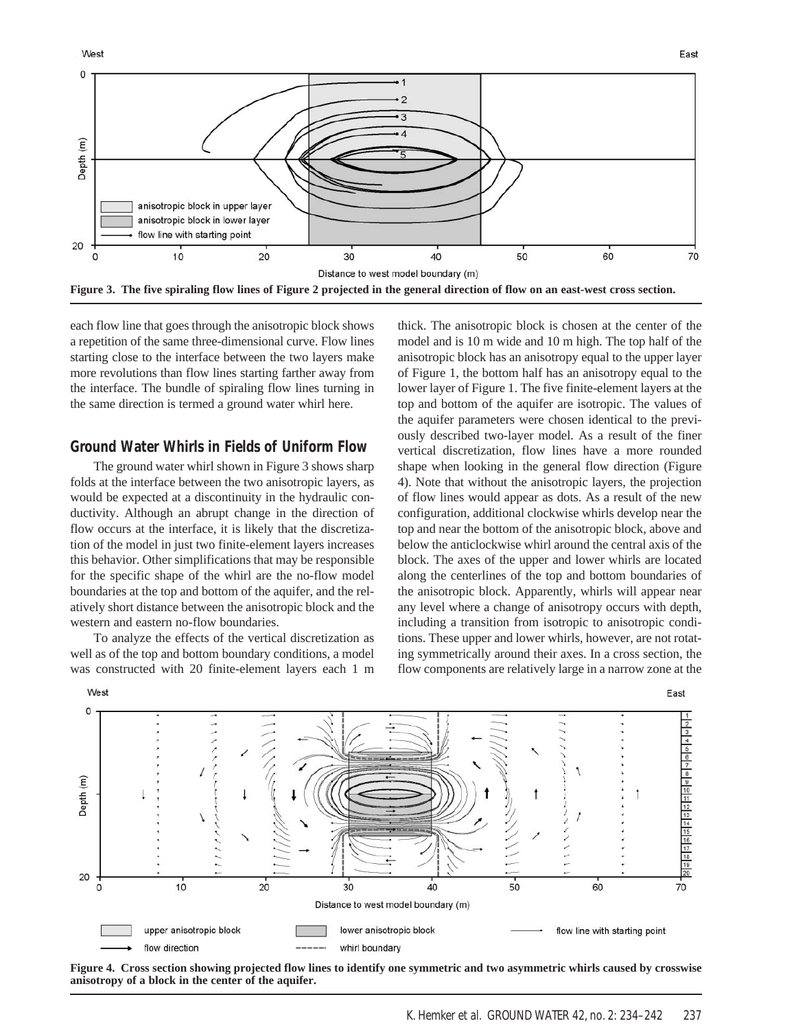Figure 3. The five spiraling flow lines of Figure 2 projected in the general direction of flow on an east-west cross section.

each flow line that goes through the anisotropic block shows a repetition of the same three-dimensional curve. Flow lines starting close to the interface between the two layers make more revolutions than flow lines starting farther away from the interface. The bundle of spiraling flow lines turning in the same direction is termed a ground water whirl here.

## Ground Water Whirls in Fields of Uniform Flow

The ground water whirl shown in Figure 3 shows sharp folds at the interface between the two anisotropic layers, as would be expected at a discontinuity in the hydraulic conductivity. Although an abrupt change in the direction of flow occurs at the interface, it is likely that the discretization of the model in just two finite-element layers increases this behavior. Other simplifications that may be responsible for the specific shape of the whirl are the no-flow model boundaries at the top and bottom of the aquifer, and the relatively short distance between the anisotropic block and the western and eastern no-flow boundaries.

To analyze the effects of the vertical discretization as well as of the top and bottom boundary conditions, a model was constructed with 20 finite-element layers each 1 m thick. The anisotropic block is chosen at the center of the model and is 10 m wide and 10 m high. The top half of the anisotropic block has an anisotropy equal to the upper layer of Figure 1, the bottom half has an anisotropy equal to the lower layer of Figure 1. The five finite-element layers at the top and bottom of the aquifer are isotropic. The values of the aquifer parameters were chosen identical to the previously described two-layer model. As a result of the finer vertical discretization, flow lines have a more rounded shape when looking in the general flow direction (Figure 4). Note that without the anisotropic layers, the projection of flow lines would appear as dots. As a result of the new configuration, additional clockwise whirls develop near the top and near the bottom of the anisotropic block, above and below the anticlockwise whirl around the central axis of the block. The axes of the upper and lower whirls are located along the centerlines of the top and bottom boundaries of the anisotropic block. Apparently, whirls will appear near any level where a change of anisotropy occurs with depth, including a transition from isotropic to anisotropic conditions. These upper and lower whirls, however, are not rotating symmetrically around their axes. In a cross section, the flow components are relatively large in a narrow zone at the

Figure 4. Cross section showing projected flow lines to identify one symmetric and two asymmetric whirls caused by crosswise anisotropy of a block in the center of the aquifer.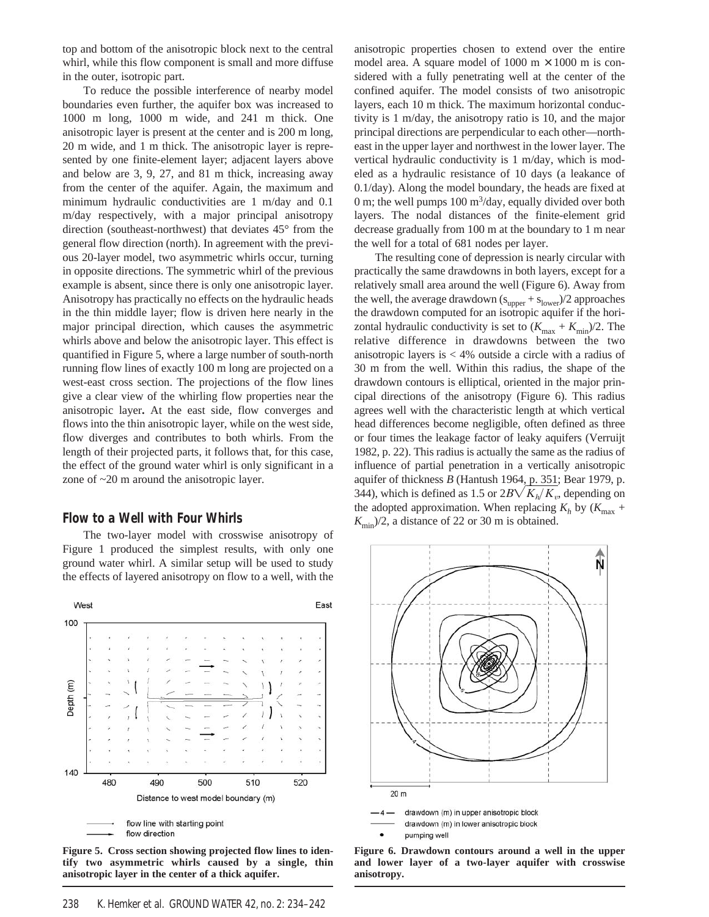top and bottom of the anisotropic block next to the central whirl, while this flow component is small and more diffuse in the outer, isotropic part.

To reduce the possible interference of nearby model boundaries even further, the aquifer box was increased to 1000 m long, 1000 m wide, and 241 m thick. One anisotropic layer is present at the center and is 200 m long, 20 m wide, and 1 m thick. The anisotropic layer is represented by one finite-element layer; adjacent layers above and below are 3, 9, 27, and 81 m thick, increasing away from the center of the aquifer. Again, the maximum and minimum hydraulic conductivities are 1 m/day and 0.1 m/day respectively, with a major principal anisotropy direction (southeast-northwest) that deviates 45° from the general flow direction (north). In agreement with the previous 20-layer model, two asymmetric whirls occur, turning in opposite directions. The symmetric whirl of the previous example is absent, since there is only one anisotropic layer. Anisotropy has practically no effects on the hydraulic heads in the thin middle layer; flow is driven here nearly in the major principal direction, which causes the asymmetric whirls above and below the anisotropic layer. This effect is quantified in Figure 5, where a large number of south-north running flow lines of exactly 100 m long are projected on a west-east cross section. The projections of the flow lines give a clear view of the whirling flow properties near the anisotropic layer**.** At the east side, flow converges and flows into the thin anisotropic layer, while on the west side, flow diverges and contributes to both whirls. From the length of their projected parts, it follows that, for this case, the effect of the ground water whirl is only significant in a zone of ~20 m around the anisotropic layer.

## Flow to a Well with Four Whirls

The two-layer model with crosswise anisotropy of Figure 1 produced the simplest results, with only one ground water whirl. A similar setup will be used to study the effects of layered anisotropy on flow to a well, with the anisotropic properties chosen to extend over the entire model area. A square model of 1000 m × 1000 m is considered with a fully penetrating well at the center of the confined aquifer. The model consists of two anisotropic layers, each 10 m thick. The maximum horizontal conductivity is 1 m/day, the anisotropy ratio is 10, and the major principal directions are perpendicular to each other—northeast in the upper layer and northwest in the lower layer. The vertical hydraulic conductivity is 1 m/day, which is modeled as a hydraulic resistance of 10 days (a leakance of 0.1/day). Along the model boundary, the heads are fixed at 0 m; the well pumps 100 $m^3$/day, equally divided over both layers. The nodal distances of the finite-element grid decrease gradually from 100 m at the boundary to 1 m near the well for a total of 681 nodes per layer.

The resulting cone of depression is nearly circular with practically the same drawdowns in both layers, except for a relatively small area around the well (Figure 6). Away from the well, the average drawdown $(s_{upper} + s_{lower})/2$ approaches the drawdown computed for an isotropic aquifer if the horizontal hydraulic conductivity is set to $(K_{max} + K_{min})/2$. The relative difference in drawdowns between the two anisotropic layers is < 4% outside a circle with a radius of 30 m from the well. Within this radius, the shape of the drawdown contours is elliptical, oriented in the major principal directions of the anisotropy (Figure 6). This radius agrees well with the characteristic length at which vertical head differences become negligible, often defined as three or four times the leakage factor of leaky aquifers (Verruijt 1982, p. 22). This radius is actually the same as the radius of influence of partial penetration in a vertically anisotropic aquifer of thickness $B$ (Hantush 1964, p. 351; Bear 1979, p. 344), which is defined as 1.5 or $2B\sqrt{K_h/K_v}$, depending on the adopted approximation. When replacing $K_h$ by $(K_{max} + K_{min})/2$, a distance of 22 or 30 m is obtained.

**Figure 5. Cross section showing projected flow lines to identify two asymmetric whirls caused by a single, thin anisotropic layer in the center of a thick aquifer.**

**Figure 6. Drawdown contours around a well in the upper and lower layer of a two-layer aquifer with crosswise anisotropy.**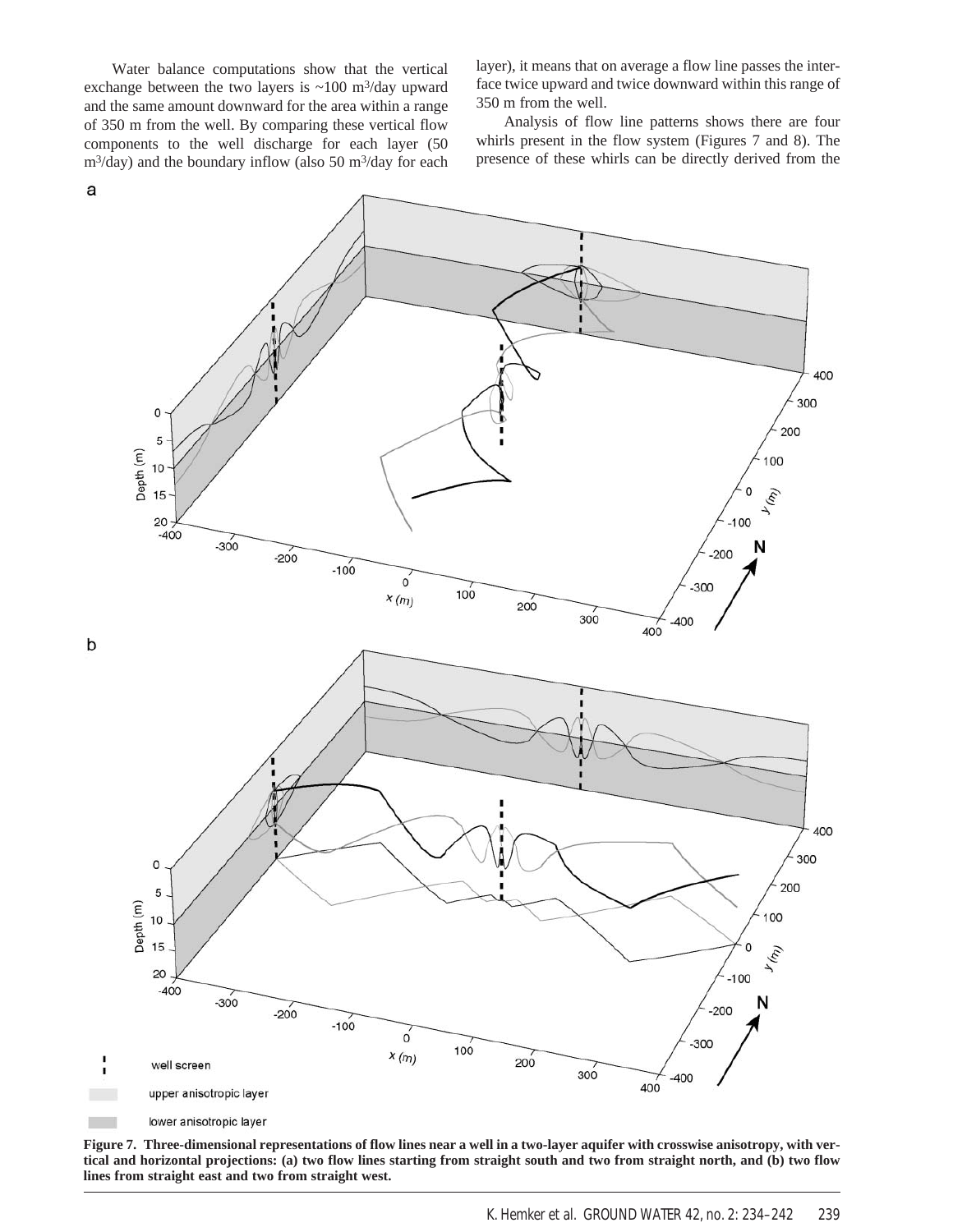Water balance computations show that the vertical exchange between the two layers is ~100 $m^3$/day upward and the same amount downward for the area within a range of 350 m from the well. By comparing these vertical flow components to the well discharge for each layer (50 $m^3$/day) and the boundary inflow (also 50 $m^3$/day for each layer), it means that on average a flow line passes the interface twice upward and twice downward within this range of 350 m from the well.

Analysis of flow line patterns shows there are four whirls present in the flow system (Figures 7 and 8). The presence of these whirls can be directly derived from the

**Figure 7. Three-dimensional representations of flow lines near a well in a two-layer aquifer with crosswise anisotropy, with vertical and horizontal projections: (a) two flow lines starting from straight south and two from straight north, and (b) two flow lines from straight east and two from straight west.**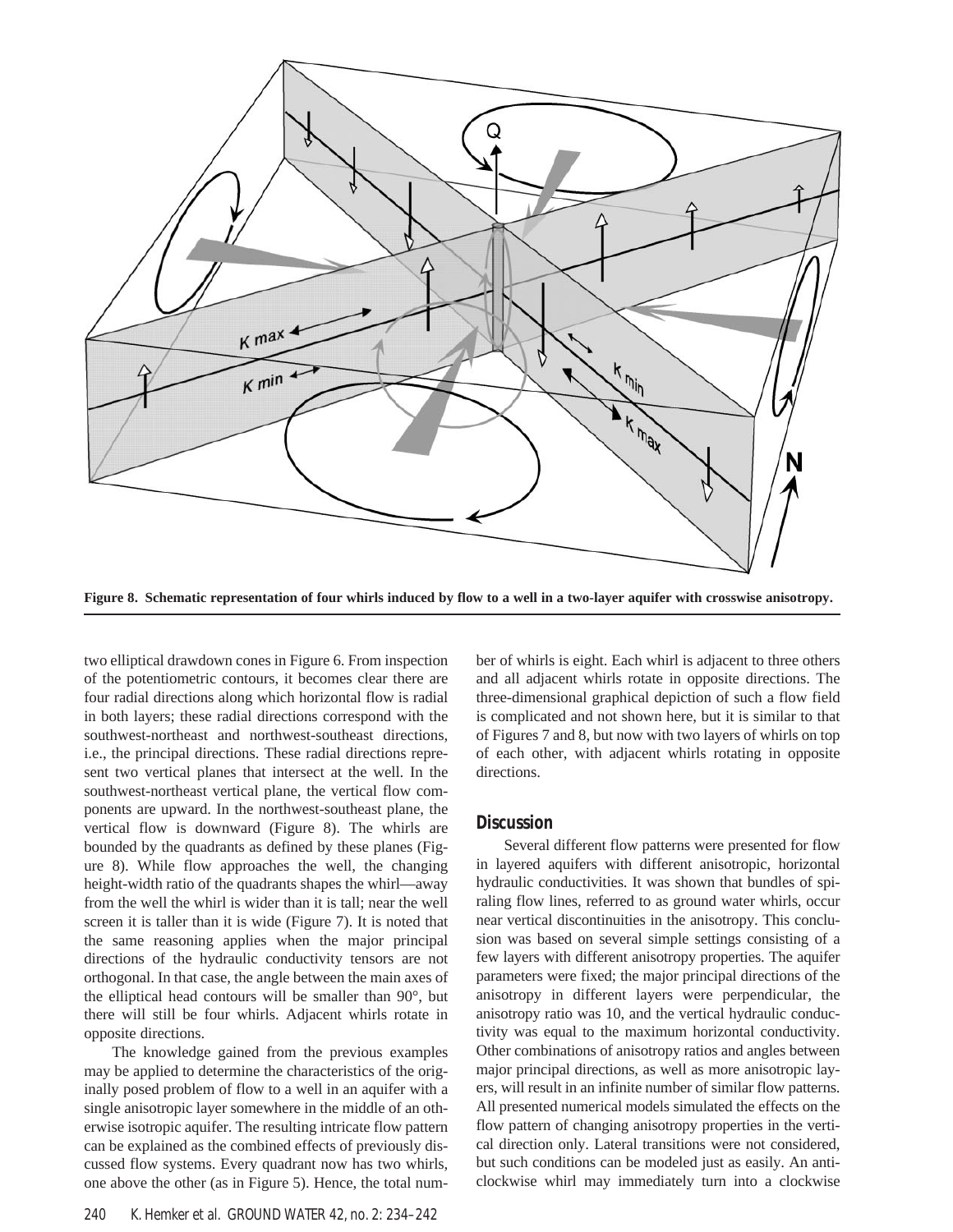**Figure 8. Schematic representation of four whirls induced by flow to a well in a two-layer aquifer with crosswise anisotropy.**

two elliptical drawdown cones in Figure 6. From inspection of the potentiometric contours, it becomes clear there are four radial directions along which horizontal flow is radial in both layers; these radial directions correspond with the southwest-northeast and northwest-southeast directions, i.e., the principal directions. These radial directions represent two vertical planes that intersect at the well. In the southwest-northeast vertical plane, the vertical flow components are upward. In the northwest-southeast plane, the vertical flow is downward (Figure 8). The whirls are bounded by the quadrants as defined by these planes (Figure 8). While flow approaches the well, the changing height-width ratio of the quadrants shapes the whirl—away from the well the whirl is wider than it is tall; near the well screen it is taller than it is wide (Figure 7). It is noted that the same reasoning applies when the major principal directions of the hydraulic conductivity tensors are not orthogonal. In that case, the angle between the main axes of the elliptical head contours will be smaller than 90°, but there will still be four whirls. Adjacent whirls rotate in opposite directions.

The knowledge gained from the previous examples may be applied to determine the characteristics of the originally posed problem of flow to a well in an aquifer with a single anisotropic layer somewhere in the middle of an otherwise isotropic aquifer. The resulting intricate flow pattern can be explained as the combined effects of previously discussed flow systems. Every quadrant now has two whirls, one above the other (as in Figure 5). Hence, the total number of whirls is eight. Each whirl is adjacent to three others and all adjacent whirls rotate in opposite directions. The three-dimensional graphical depiction of such a flow field is complicated and not shown here, but it is similar to that of Figures 7 and 8, but now with two layers of whirls on top of each other, with adjacent whirls rotating in opposite directions.

## Discussion

Several different flow patterns were presented for flow in layered aquifers with different anisotropic, horizontal hydraulic conductivities. It was shown that bundles of spiraling flow lines, referred to as ground water whirls, occur near vertical discontinuities in the anisotropy. This conclusion was based on several simple settings consisting of a few layers with different anisotropy properties. The aquifer parameters were fixed; the major principal directions of the anisotropy in different layers were perpendicular, the anisotropy ratio was 10, and the vertical hydraulic conductivity was equal to the maximum horizontal conductivity. Other combinations of anisotropy ratios and angles between major principal directions, as well as more anisotropic layers, will result in an infinite number of similar flow patterns. All presented numerical models simulated the effects on the flow pattern of changing anisotropy properties in the vertical direction only. Lateral transitions were not considered, but such conditions can be modeled just as easily. An anticlockwise whirl may immediately turn into a clockwise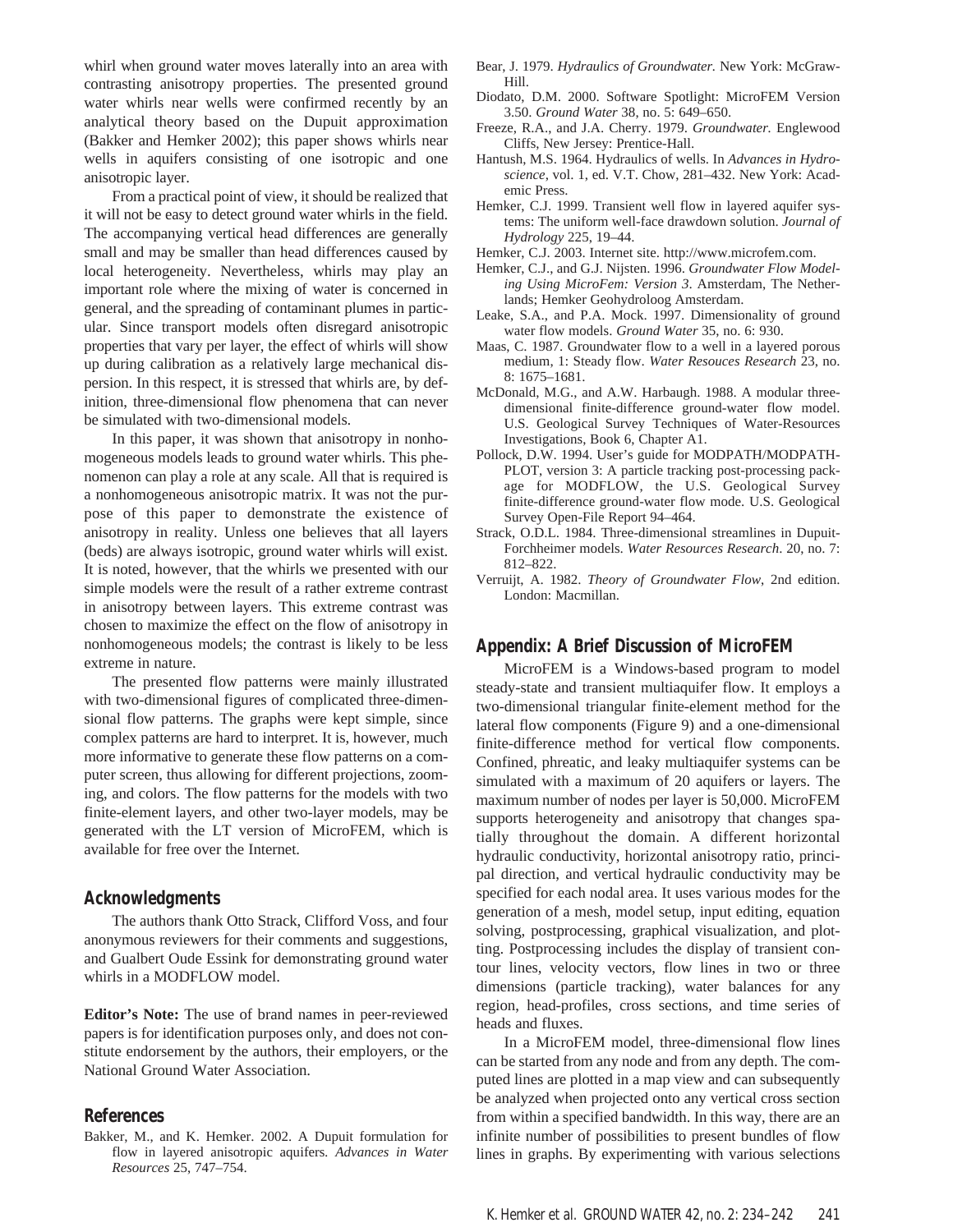whirl when ground water moves laterally into an area with contrasting anisotropy properties. The presented ground water whirls near wells were confirmed recently by an analytical theory based on the Dupuit approximation (Bakker and Hemker 2002); this paper shows whirls near wells in aquifers consisting of one isotropic and one anisotropic layer.

From a practical point of view, it should be realized that it will not be easy to detect ground water whirls in the field. The accompanying vertical head differences are generally small and may be smaller than head differences caused by local heterogeneity. Nevertheless, whirls may play an important role where the mixing of water is concerned in general, and the spreading of contaminant plumes in particular. Since transport models often disregard anisotropic properties that vary per layer, the effect of whirls will show up during calibration as a relatively large mechanical dispersion. In this respect, it is stressed that whirls are, by definition, three-dimensional flow phenomena that can never be simulated with two-dimensional models.

In this paper, it was shown that anisotropy in nonhomogeneous models leads to ground water whirls. This phenomenon can play a role at any scale. All that is required is a nonhomogeneous anisotropic matrix. It was not the purpose of this paper to demonstrate the existence of anisotropy in reality. Unless one believes that all layers (beds) are always isotropic, ground water whirls will exist. It is noted, however, that the whirls we presented with our simple models were the result of a rather extreme contrast in anisotropy between layers. This extreme contrast was chosen to maximize the effect on the flow of anisotropy in nonhomogeneous models; the contrast is likely to be less extreme in nature.

The presented flow patterns were mainly illustrated with two-dimensional figures of complicated three-dimensional flow patterns. The graphs were kept simple, since complex patterns are hard to interpret. It is, however, much more informative to generate these flow patterns on a computer screen, thus allowing for different projections, zooming, and colors. The flow patterns for the models with two finite-element layers, and other two-layer models, may be generated with the LT version of MicroFEM, which is available for free over the Internet.

## Acknowledgments

The authors thank Otto Strack, Clifford Voss, and four anonymous reviewers for their comments and suggestions, and Gualbert Oude Essink for demonstrating ground water whirls in a MODFLOW model.

**Editor's Note:** The use of brand names in peer-reviewed papers is for identification purposes only, and does not constitute endorsement by the authors, their employers, or the National Ground Water Association.

## References

Bakker, M., and K. Hemker. 2002. A Dupuit formulation for flow in layered anisotropic aquifers. *Advances in Water Resources* 25, 747–754.

Bear, J. 1979. *Hydraulics of Groundwater.* New York: McGraw-Hill.

Diodato, D.M. 2000. Software Spotlight: MicroFEM Version 3.50. *Ground Water* 38, no. 5: 649–650.

Freeze, R.A., and J.A. Cherry. 1979. *Groundwater.* Englewood Cliffs, New Jersey: Prentice-Hall.

Hantush, M.S. 1964. Hydraulics of wells. In *Advances in Hydroscience*, vol. 1, ed. V.T. Chow, 281–432. New York: Academic Press.

Hemker, C.J. 1999. Transient well flow in layered aquifer systems: The uniform well-face drawdown solution. *Journal of Hydrology* 225, 19–44.

Hemker, C.J. 2003. Internet site. http://www.microfem.com.

Hemker, C.J., and G.J. Nijsten. 1996. *Groundwater Flow Modeling Using MicroFem: Version 3*. Amsterdam, The Netherlands; Hemker Geohydroloog Amsterdam.

Leake, S.A., and P.A. Mock. 1997. Dimensionality of ground water flow models. *Ground Water* 35, no. 6: 930.

Maas, C. 1987. Groundwater flow to a well in a layered porous medium, 1: Steady flow. *Water Resouces Research* 23, no. 8: 1675–1681.

McDonald, M.G., and A.W. Harbaugh. 1988. A modular three-dimensional finite-difference ground-water flow model. U.S. Geological Survey Techniques of Water-Resources Investigations, Book 6, Chapter A1.

Pollock, D.W. 1994. User's guide for MODPATH/MODPATH-PLOT, version 3: A particle tracking post-processing package for MODFLOW, the U.S. Geological Survey finite-difference ground-water flow mode. U.S. Geological Survey Open-File Report 94–464.

Strack, O.D.L. 1984. Three-dimensional streamlines in Dupuit-Forchheimer models. *Water Resources Research*. 20, no. 7: 812–822.

Verruijt, A. 1982. *Theory of Groundwater Flow*, 2nd edition. London: Macmillan.

## Appendix: A Brief Discussion of MicroFEM

MicroFEM is a Windows-based program to model steady-state and transient multiaquifer flow. It employs a two-dimensional triangular finite-element method for the lateral flow components (Figure 9) and a one-dimensional finite-difference method for vertical flow components. Confined, phreatic, and leaky multiaquifer systems can be simulated with a maximum of 20 aquifers or layers. The maximum number of nodes per layer is 50,000. MicroFEM supports heterogeneity and anisotropy that changes spatially throughout the domain. A different horizontal hydraulic conductivity, horizontal anisotropy ratio, principal direction, and vertical hydraulic conductivity may be specified for each nodal area. It uses various modes for the generation of a mesh, model setup, input editing, equation solving, postprocessing, graphical visualization, and plotting. Postprocessing includes the display of transient contour lines, velocity vectors, flow lines in two or three dimensions (particle tracking), water balances for any region, head-profiles, cross sections, and time series of heads and fluxes.

In a MicroFEM model, three-dimensional flow lines can be started from any node and from any depth. The computed lines are plotted in a map view and can subsequently be analyzed when projected onto any vertical cross section from within a specified bandwidth. In this way, there are an infinite number of possibilities to present bundles of flow lines in graphs. By experimenting with various selections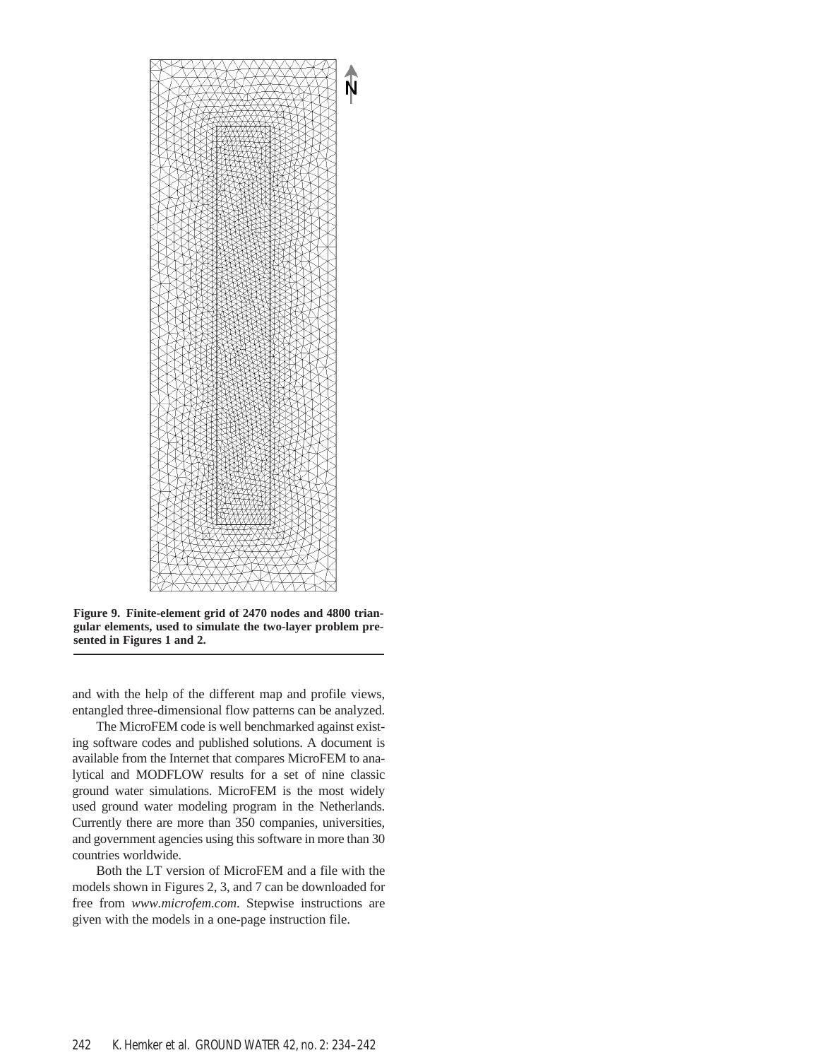N

**Figure 9. Finite-element grid of 2470 nodes and 4800 triangular elements, used to simulate the two-layer problem presented in Figures 1 and 2.**

and with the help of the different map and profile views, entangled three-dimensional flow patterns can be analyzed.

The MicroFEM code is well benchmarked against existing software codes and published solutions. A document is available from the Internet that compares MicroFEM to analytical and MODFLOW results for a set of nine classic ground water simulations. MicroFEM is the most widely used ground water modeling program in the Netherlands. Currently there are more than 350 companies, universities, and government agencies using this software in more than 30 countries worldwide.

Both the LT version of MicroFEM and a file with the models shown in Figures 2, 3, and 7 can be downloaded for free from *www.microfem.com*. Stepwise instructions are given with the models in a one-page instruction file.